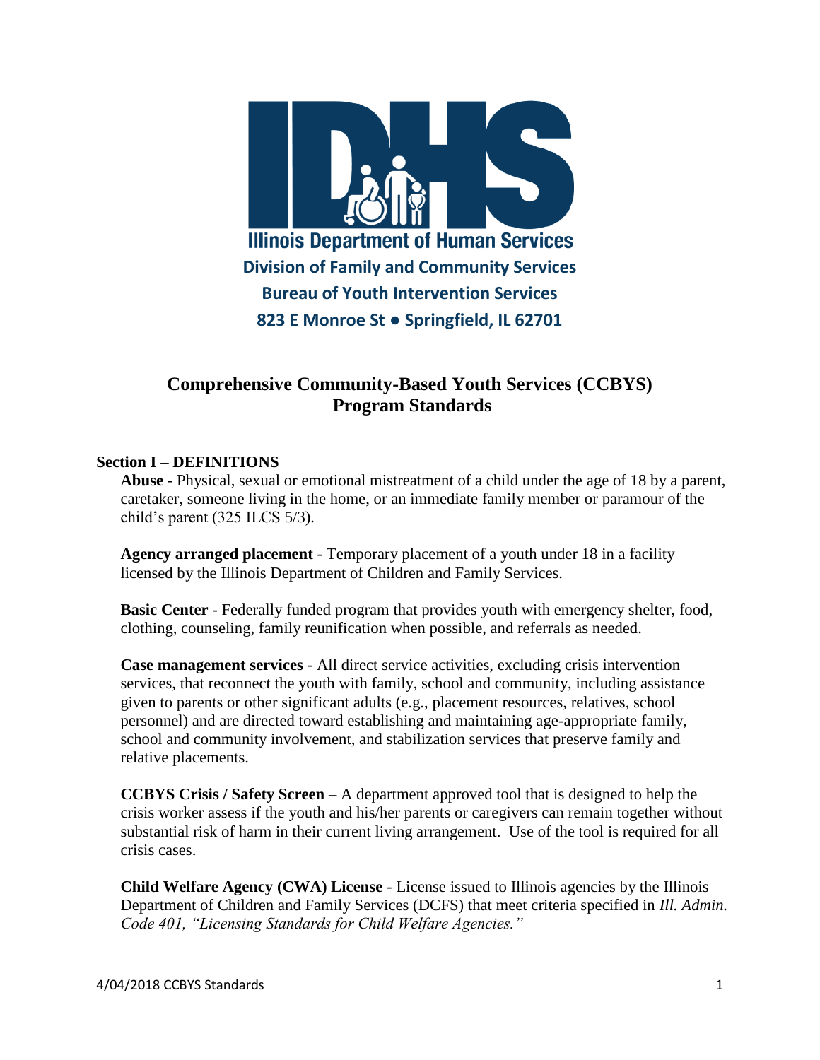**Illinois Department of Human Services**
**Division of Family and Community Services**
**Bureau of Youth Intervention Services**
**823 E Monroe St ● Springfield, IL 62701**

# Comprehensive Community-Based Youth Services (CCBYS) Program Standards

## Section I – DEFINITIONS

**Abuse** - Physical, sexual or emotional mistreatment of a child under the age of 18 by a parent, caretaker, someone living in the home, or an immediate family member or paramour of the child's parent (325 ILCS 5/3).

**Agency arranged placement** - Temporary placement of a youth under 18 in a facility licensed by the Illinois Department of Children and Family Services.

**Basic Center** - Federally funded program that provides youth with emergency shelter, food, clothing, counseling, family reunification when possible, and referrals as needed.

**Case management services** - All direct service activities, excluding crisis intervention services, that reconnect the youth with family, school and community, including assistance given to parents or other significant adults (e.g., placement resources, relatives, school personnel) and are directed toward establishing and maintaining age-appropriate family, school and community involvement, and stabilization services that preserve family and relative placements.

**CCBYS Crisis / Safety Screen** – A department approved tool that is designed to help the crisis worker assess if the youth and his/her parents or caregivers can remain together without substantial risk of harm in their current living arrangement. Use of the tool is required for all crisis cases.

**Child Welfare Agency (CWA) License** - License issued to Illinois agencies by the Illinois Department of Children and Family Services (DCFS) that meet criteria specified in *Ill. Admin. Code 401, "Licensing Standards for Child Welfare Agencies."*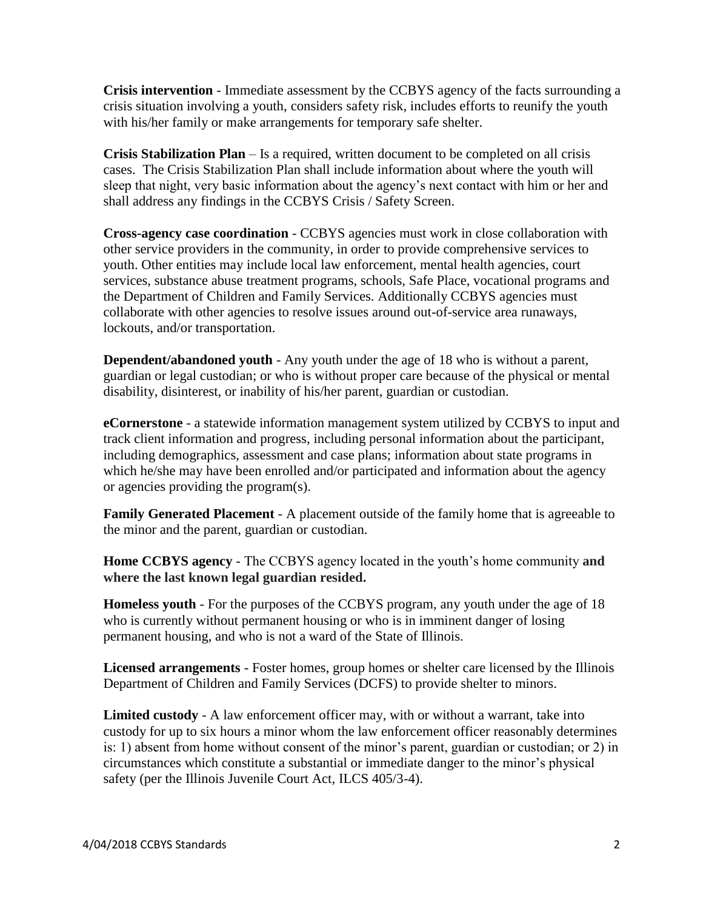**Crisis intervention** - Immediate assessment by the CCBYS agency of the facts surrounding a crisis situation involving a youth, considers safety risk, includes efforts to reunify the youth with his/her family or make arrangements for temporary safe shelter.

**Crisis Stabilization Plan** – Is a required, written document to be completed on all crisis cases. The Crisis Stabilization Plan shall include information about where the youth will sleep that night, very basic information about the agency's next contact with him or her and shall address any findings in the CCBYS Crisis / Safety Screen.

**Cross-agency case coordination** - CCBYS agencies must work in close collaboration with other service providers in the community, in order to provide comprehensive services to youth. Other entities may include local law enforcement, mental health agencies, court services, substance abuse treatment programs, schools, Safe Place, vocational programs and the Department of Children and Family Services. Additionally CCBYS agencies must collaborate with other agencies to resolve issues around out-of-service area runaways, lockouts, and/or transportation.

**Dependent/abandoned youth** - Any youth under the age of 18 who is without a parent, guardian or legal custodian; or who is without proper care because of the physical or mental disability, disinterest, or inability of his/her parent, guardian or custodian.

**eCornerstone** - a statewide information management system utilized by CCBYS to input and track client information and progress, including personal information about the participant, including demographics, assessment and case plans; information about state programs in which he/she may have been enrolled and/or participated and information about the agency or agencies providing the program(s).

**Family Generated Placement** - A placement outside of the family home that is agreeable to the minor and the parent, guardian or custodian.

**Home CCBYS agency** - The CCBYS agency located in the youth's home community **and where the last known legal guardian resided.**

**Homeless youth** - For the purposes of the CCBYS program, any youth under the age of 18 who is currently without permanent housing or who is in imminent danger of losing permanent housing, and who is not a ward of the State of Illinois.

**Licensed arrangements** - Foster homes, group homes or shelter care licensed by the Illinois Department of Children and Family Services (DCFS) to provide shelter to minors.

**Limited custody** - A law enforcement officer may, with or without a warrant, take into custody for up to six hours a minor whom the law enforcement officer reasonably determines is: 1) absent from home without consent of the minor's parent, guardian or custodian; or 2) in circumstances which constitute a substantial or immediate danger to the minor's physical safety (per the Illinois Juvenile Court Act, ILCS 405/3-4).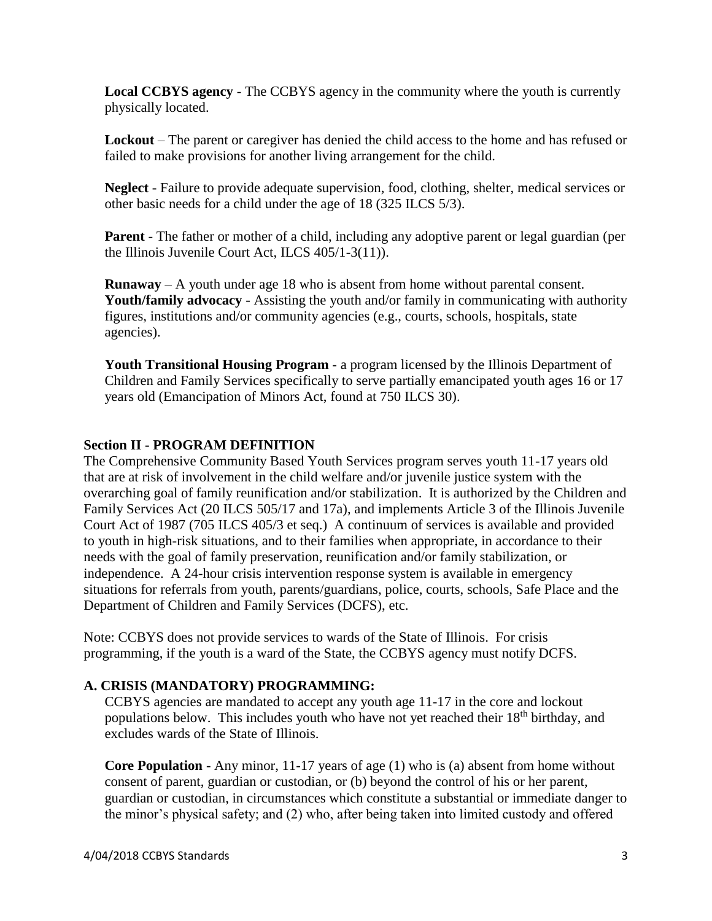**Local CCBYS agency** - The CCBYS agency in the community where the youth is currently physically located.

**Lockout** – The parent or caregiver has denied the child access to the home and has refused or failed to make provisions for another living arrangement for the child.

**Neglect** - Failure to provide adequate supervision, food, clothing, shelter, medical services or other basic needs for a child under the age of 18 (325 ILCS 5/3).

**Parent** - The father or mother of a child, including any adoptive parent or legal guardian (per the Illinois Juvenile Court Act, ILCS 405/1-3(11)).

**Runaway** – A youth under age 18 who is absent from home without parental consent.
**Youth/family advocacy** - Assisting the youth and/or family in communicating with authority figures, institutions and/or community agencies (e.g., courts, schools, hospitals, state agencies).

**Youth Transitional Housing Program** - a program licensed by the Illinois Department of Children and Family Services specifically to serve partially emancipated youth ages 16 or 17 years old (Emancipation of Minors Act, found at 750 ILCS 30).

## Section II - PROGRAM DEFINITION

The Comprehensive Community Based Youth Services program serves youth 11-17 years old that are at risk of involvement in the child welfare and/or juvenile justice system with the overarching goal of family reunification and/or stabilization. It is authorized by the Children and Family Services Act (20 ILCS 505/17 and 17a), and implements Article 3 of the Illinois Juvenile Court Act of 1987 (705 ILCS 405/3 et seq.) A continuum of services is available and provided to youth in high-risk situations, and to their families when appropriate, in accordance to their needs with the goal of family preservation, reunification and/or family stabilization, or independence. A 24-hour crisis intervention response system is available in emergency situations for referrals from youth, parents/guardians, police, courts, schools, Safe Place and the Department of Children and Family Services (DCFS), etc.

Note: CCBYS does not provide services to wards of the State of Illinois. For crisis programming, if the youth is a ward of the State, the CCBYS agency must notify DCFS.

### A. CRISIS (MANDATORY) PROGRAMMING:

CCBYS agencies are mandated to accept any youth age 11-17 in the core and lockout populations below. This includes youth who have not yet reached their 18th birthday, and excludes wards of the State of Illinois.

**Core Population** - Any minor, 11-17 years of age (1) who is (a) absent from home without consent of parent, guardian or custodian, or (b) beyond the control of his or her parent, guardian or custodian, in circumstances which constitute a substantial or immediate danger to the minor's physical safety; and (2) who, after being taken into limited custody and offered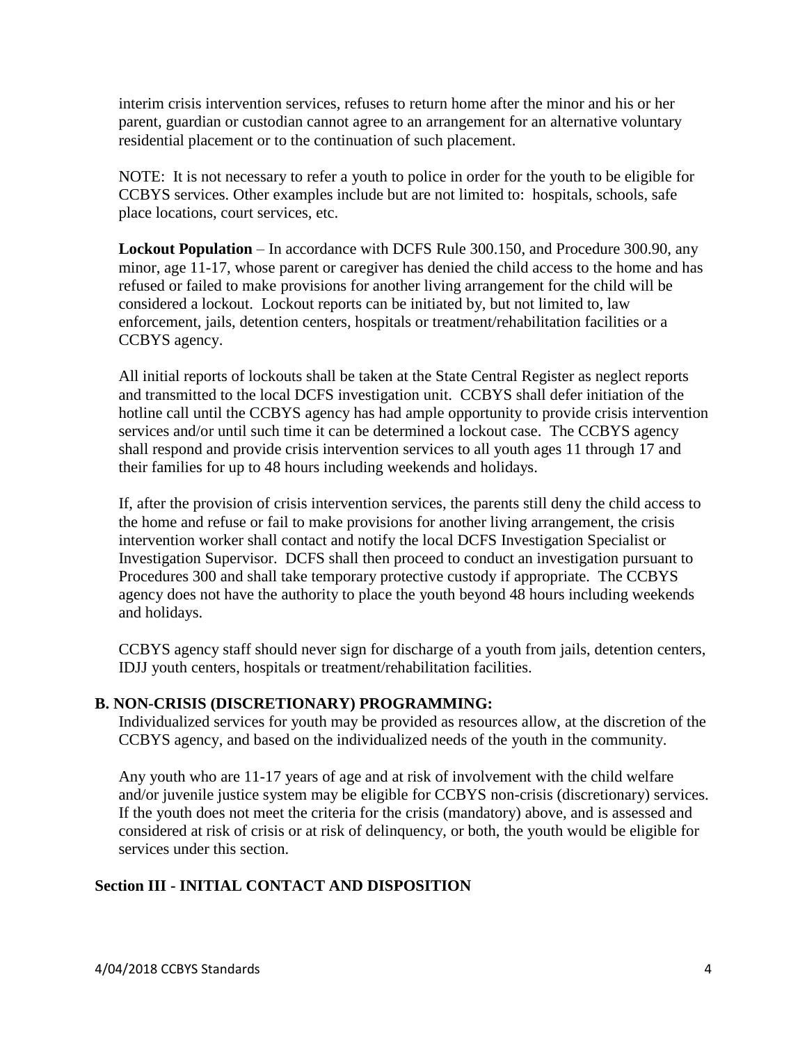interim crisis intervention services, refuses to return home after the minor and his or her parent, guardian or custodian cannot agree to an arrangement for an alternative voluntary residential placement or to the continuation of such placement.

NOTE: It is not necessary to refer a youth to police in order for the youth to be eligible for CCBYS services. Other examples include but are not limited to: hospitals, schools, safe place locations, court services, etc.

**Lockout Population** – In accordance with DCFS Rule 300.150, and Procedure 300.90, any minor, age 11-17, whose parent or caregiver has denied the child access to the home and has refused or failed to make provisions for another living arrangement for the child will be considered a lockout. Lockout reports can be initiated by, but not limited to, law enforcement, jails, detention centers, hospitals or treatment/rehabilitation facilities or a CCBYS agency.

All initial reports of lockouts shall be taken at the State Central Register as neglect reports and transmitted to the local DCFS investigation unit. CCBYS shall defer initiation of the hotline call until the CCBYS agency has had ample opportunity to provide crisis intervention services and/or until such time it can be determined a lockout case. The CCBYS agency shall respond and provide crisis intervention services to all youth ages 11 through 17 and their families for up to 48 hours including weekends and holidays.

If, after the provision of crisis intervention services, the parents still deny the child access to the home and refuse or fail to make provisions for another living arrangement, the crisis intervention worker shall contact and notify the local DCFS Investigation Specialist or Investigation Supervisor. DCFS shall then proceed to conduct an investigation pursuant to Procedures 300 and shall take temporary protective custody if appropriate. The CCBYS agency does not have the authority to place the youth beyond 48 hours including weekends and holidays.

CCBYS agency staff should never sign for discharge of a youth from jails, detention centers, IDJJ youth centers, hospitals or treatment/rehabilitation facilities.

### B. NON-CRISIS (DISCRETIONARY) PROGRAMMING:

Individualized services for youth may be provided as resources allow, at the discretion of the CCBYS agency, and based on the individualized needs of the youth in the community.

Any youth who are 11-17 years of age and at risk of involvement with the child welfare and/or juvenile justice system may be eligible for CCBYS non-crisis (discretionary) services. If the youth does not meet the criteria for the crisis (mandatory) above, and is assessed and considered at risk of crisis or at risk of delinquency, or both, the youth would be eligible for services under this section.

## Section III - INITIAL CONTACT AND DISPOSITION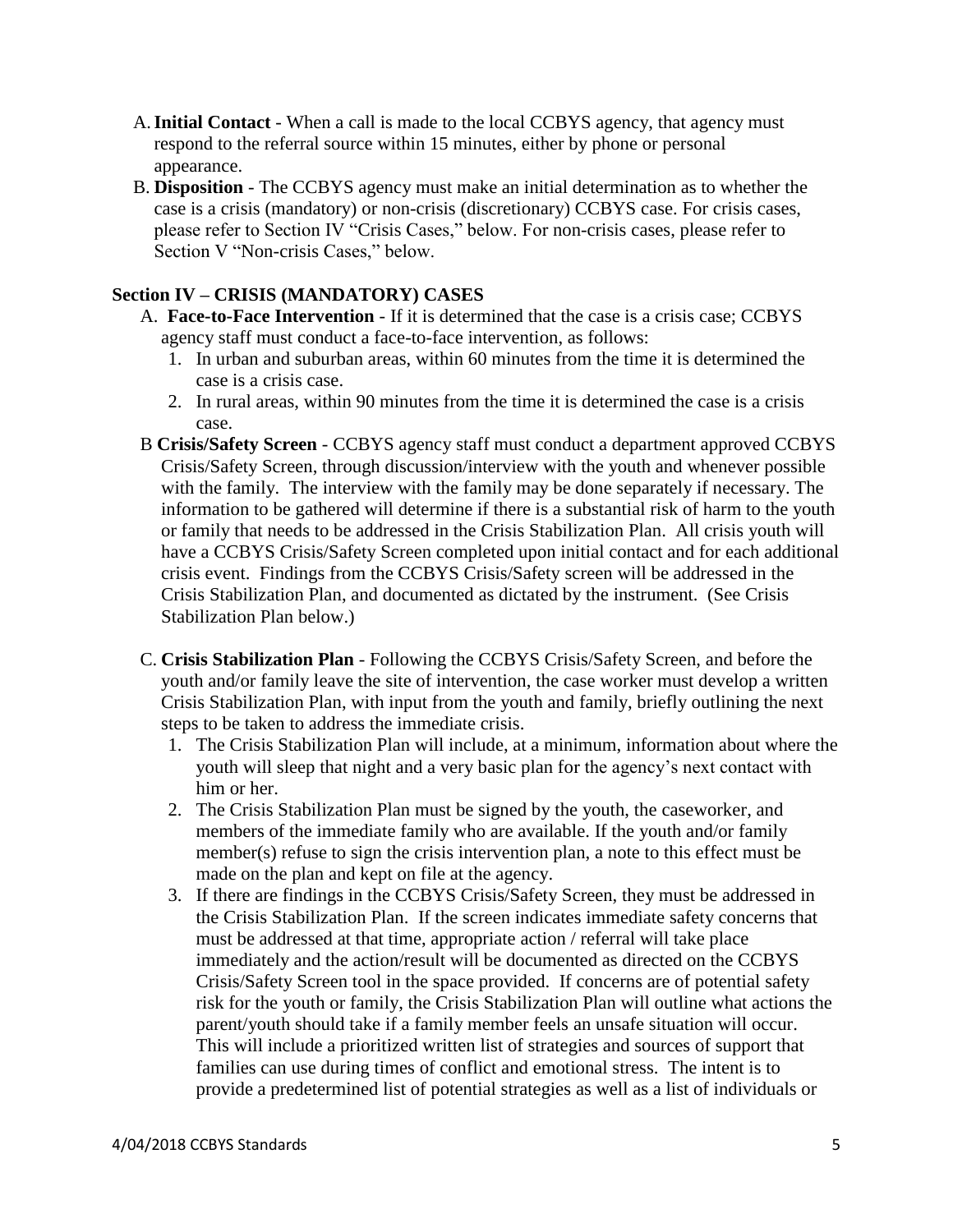A. **Initial Contact** - When a call is made to the local CCBYS agency, that agency must respond to the referral source within 15 minutes, either by phone or personal appearance.

B. **Disposition** - The CCBYS agency must make an initial determination as to whether the case is a crisis (mandatory) or non-crisis (discretionary) CCBYS case. For crisis cases, please refer to Section IV "Crisis Cases," below. For non-crisis cases, please refer to Section V "Non-crisis Cases," below.

## Section IV – CRISIS (MANDATORY) CASES

A. **Face-to-Face Intervention** - If it is determined that the case is a crisis case; CCBYS agency staff must conduct a face-to-face intervention, as follows:
   1. In urban and suburban areas, within 60 minutes from the time it is determined the case is a crisis case.
   2. In rural areas, within 90 minutes from the time it is determined the case is a crisis case.

B **Crisis/Safety Screen** - CCBYS agency staff must conduct a department approved CCBYS Crisis/Safety Screen, through discussion/interview with the youth and whenever possible with the family. The interview with the family may be done separately if necessary. The information to be gathered will determine if there is a substantial risk of harm to the youth or family that needs to be addressed in the Crisis Stabilization Plan. All crisis youth will have a CCBYS Crisis/Safety Screen completed upon initial contact and for each additional crisis event. Findings from the CCBYS Crisis/Safety screen will be addressed in the Crisis Stabilization Plan, and documented as dictated by the instrument. (See Crisis Stabilization Plan below.)

C. **Crisis Stabilization Plan** - Following the CCBYS Crisis/Safety Screen, and before the youth and/or family leave the site of intervention, the case worker must develop a written Crisis Stabilization Plan, with input from the youth and family, briefly outlining the next steps to be taken to address the immediate crisis.
   1. The Crisis Stabilization Plan will include, at a minimum, information about where the youth will sleep that night and a very basic plan for the agency's next contact with him or her.
   2. The Crisis Stabilization Plan must be signed by the youth, the caseworker, and members of the immediate family who are available. If the youth and/or family member(s) refuse to sign the crisis intervention plan, a note to this effect must be made on the plan and kept on file at the agency.
   3. If there are findings in the CCBYS Crisis/Safety Screen, they must be addressed in the Crisis Stabilization Plan. If the screen indicates immediate safety concerns that must be addressed at that time, appropriate action / referral will take place immediately and the action/result will be documented as directed on the CCBYS Crisis/Safety Screen tool in the space provided. If concerns are of potential safety risk for the youth or family, the Crisis Stabilization Plan will outline what actions the parent/youth should take if a family member feels an unsafe situation will occur. This will include a prioritized written list of strategies and sources of support that families can use during times of conflict and emotional stress. The intent is to provide a predetermined list of potential strategies as well as a list of individuals or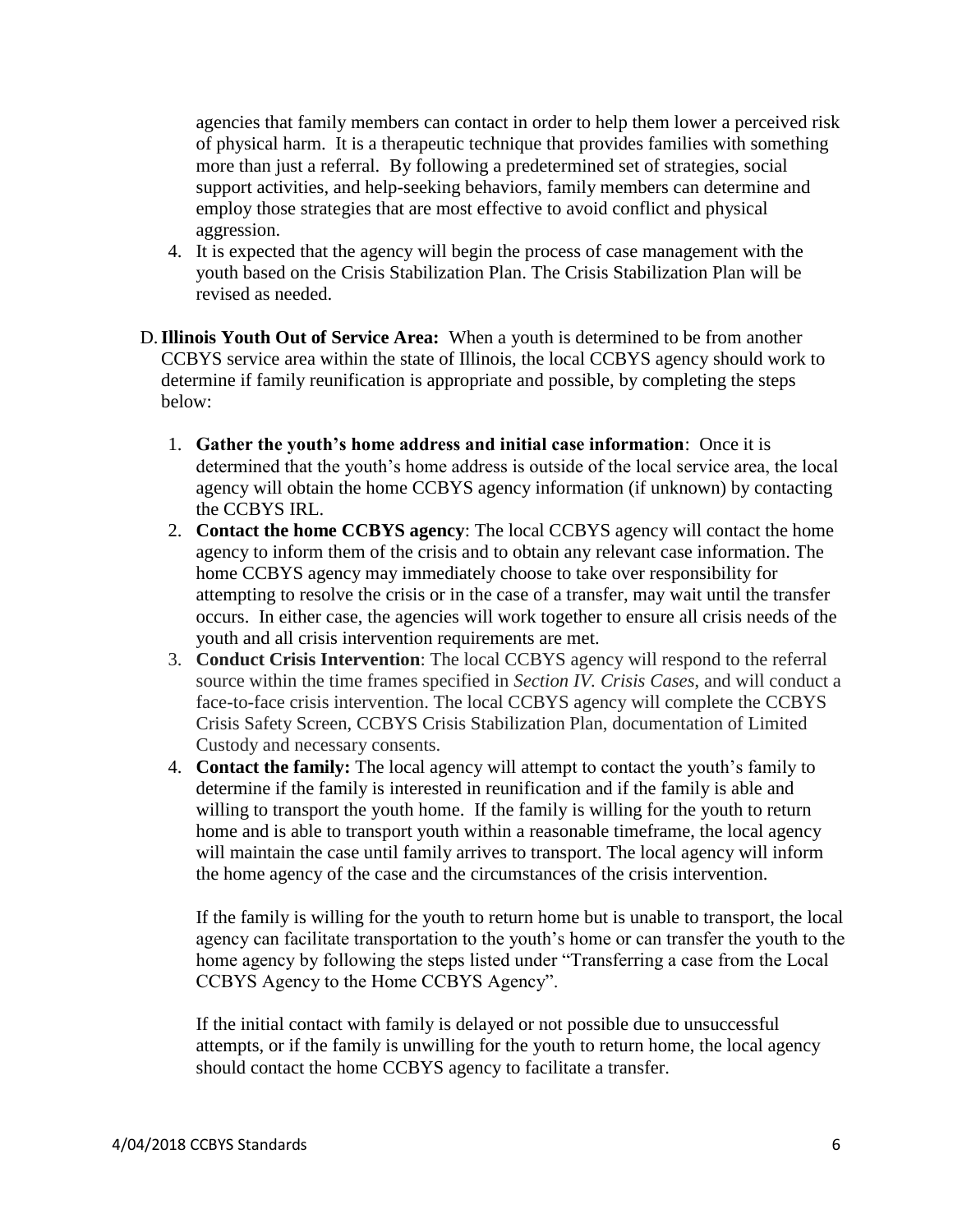agencies that family members can contact in order to help them lower a perceived risk of physical harm. It is a therapeutic technique that provides families with something more than just a referral. By following a predetermined set of strategies, social support activities, and help-seeking behaviors, family members can determine and employ those strategies that are most effective to avoid conflict and physical aggression.

4. It is expected that the agency will begin the process of case management with the youth based on the Crisis Stabilization Plan. The Crisis Stabilization Plan will be revised as needed.

D. **Illinois Youth Out of Service Area:** When a youth is determined to be from another CCBYS service area within the state of Illinois, the local CCBYS agency should work to determine if family reunification is appropriate and possible, by completing the steps below:

1. **Gather the youth's home address and initial case information**: Once it is determined that the youth's home address is outside of the local service area, the local agency will obtain the home CCBYS agency information (if unknown) by contacting the CCBYS IRL.
2. **Contact the home CCBYS agency**: The local CCBYS agency will contact the home agency to inform them of the crisis and to obtain any relevant case information. The home CCBYS agency may immediately choose to take over responsibility for attempting to resolve the crisis or in the case of a transfer, may wait until the transfer occurs. In either case, the agencies will work together to ensure all crisis needs of the youth and all crisis intervention requirements are met.
3. **Conduct Crisis Intervention**: The local CCBYS agency will respond to the referral source within the time frames specified in *Section IV. Crisis Cases*, and will conduct a face-to-face crisis intervention. The local CCBYS agency will complete the CCBYS Crisis Safety Screen, CCBYS Crisis Stabilization Plan, documentation of Limited Custody and necessary consents.
4. **Contact the family:** The local agency will attempt to contact the youth's family to determine if the family is interested in reunification and if the family is able and willing to transport the youth home. If the family is willing for the youth to return home and is able to transport youth within a reasonable timeframe, the local agency will maintain the case until family arrives to transport. The local agency will inform the home agency of the case and the circumstances of the crisis intervention.

   If the family is willing for the youth to return home but is unable to transport, the local agency can facilitate transportation to the youth's home or can transfer the youth to the home agency by following the steps listed under "Transferring a case from the Local CCBYS Agency to the Home CCBYS Agency".

   If the initial contact with family is delayed or not possible due to unsuccessful attempts, or if the family is unwilling for the youth to return home, the local agency should contact the home CCBYS agency to facilitate a transfer.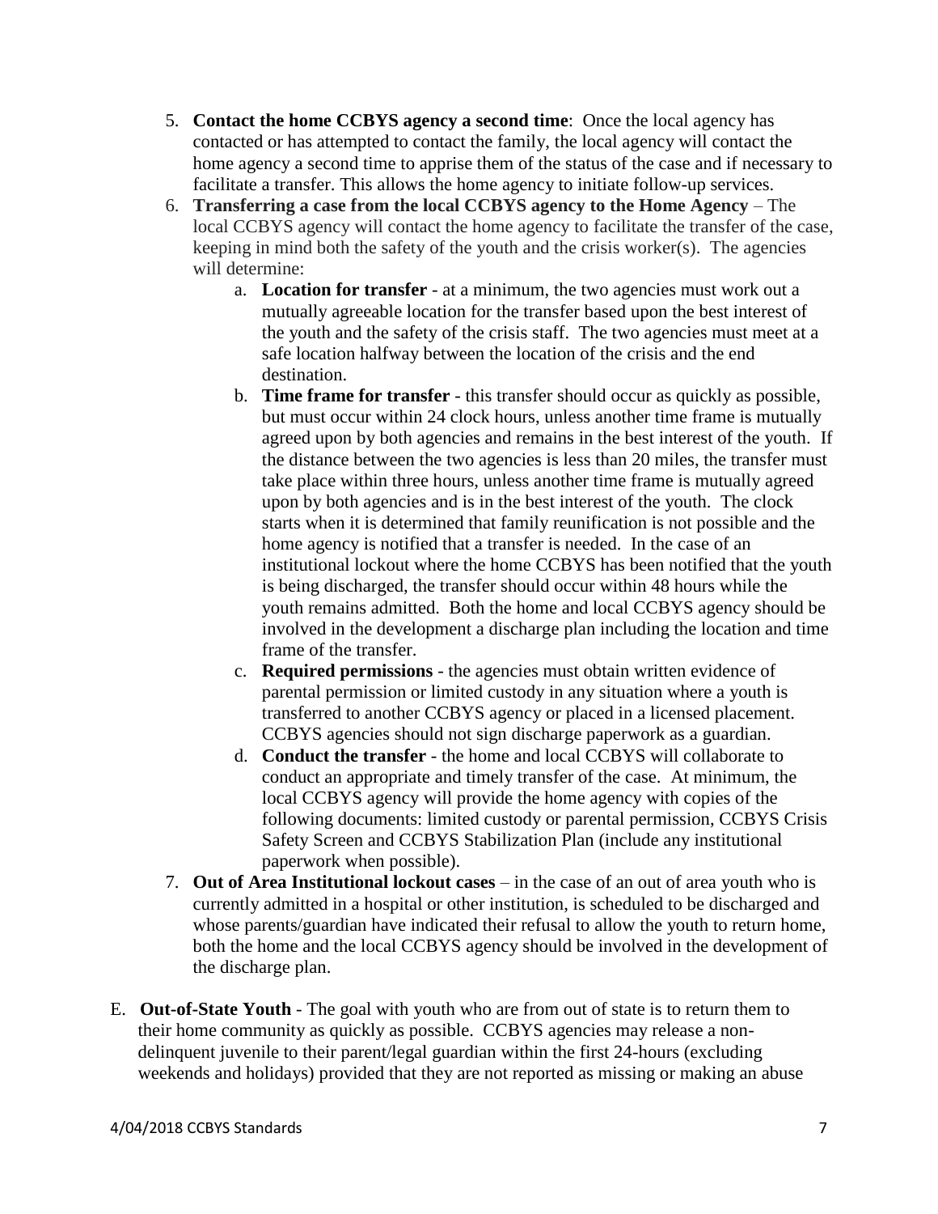5. **Contact the home CCBYS agency a second time**: Once the local agency has contacted or has attempted to contact the family, the local agency will contact the home agency a second time to apprise them of the status of the case and if necessary to facilitate a transfer. This allows the home agency to initiate follow-up services.
6. **Transferring a case from the local CCBYS agency to the Home Agency** – The local CCBYS agency will contact the home agency to facilitate the transfer of the case, keeping in mind both the safety of the youth and the crisis worker(s). The agencies will determine:
    a. **Location for transfer** - at a minimum, the two agencies must work out a mutually agreeable location for the transfer based upon the best interest of the youth and the safety of the crisis staff. The two agencies must meet at a safe location halfway between the location of the crisis and the end destination.
    b. **Time frame for transfer** - this transfer should occur as quickly as possible, but must occur within 24 clock hours, unless another time frame is mutually agreed upon by both agencies and remains in the best interest of the youth. If the distance between the two agencies is less than 20 miles, the transfer must take place within three hours, unless another time frame is mutually agreed upon by both agencies and is in the best interest of the youth. The clock starts when it is determined that family reunification is not possible and the home agency is notified that a transfer is needed. In the case of an institutional lockout where the home CCBYS has been notified that the youth is being discharged, the transfer should occur within 48 hours while the youth remains admitted. Both the home and local CCBYS agency should be involved in the development a discharge plan including the location and time frame of the transfer.
    c. **Required permissions** - the agencies must obtain written evidence of parental permission or limited custody in any situation where a youth is transferred to another CCBYS agency or placed in a licensed placement. CCBYS agencies should not sign discharge paperwork as a guardian.
    d. **Conduct the transfer** - the home and local CCBYS will collaborate to conduct an appropriate and timely transfer of the case. At minimum, the local CCBYS agency will provide the home agency with copies of the following documents: limited custody or parental permission, CCBYS Crisis Safety Screen and CCBYS Stabilization Plan (include any institutional paperwork when possible).
7. **Out of Area Institutional lockout cases** – in the case of an out of area youth who is currently admitted in a hospital or other institution, is scheduled to be discharged and whose parents/guardian have indicated their refusal to allow the youth to return home, both the home and the local CCBYS agency should be involved in the development of the discharge plan.

E. **Out-of-State Youth** - The goal with youth who are from out of state is to return them to their home community as quickly as possible. CCBYS agencies may release a non-delinquent juvenile to their parent/legal guardian within the first 24-hours (excluding weekends and holidays) provided that they are not reported as missing or making an abuse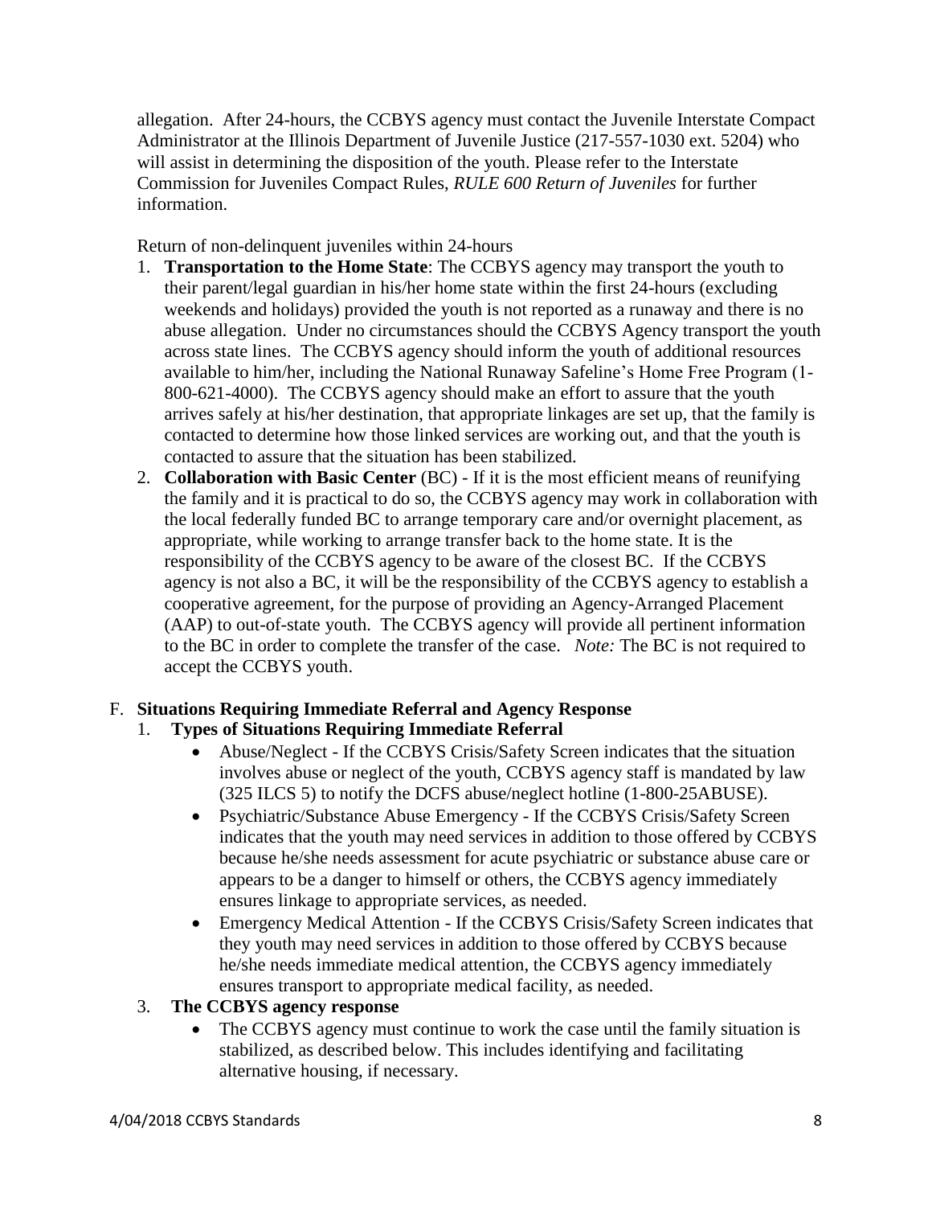allegation. After 24-hours, the CCBYS agency must contact the Juvenile Interstate Compact Administrator at the Illinois Department of Juvenile Justice (217-557-1030 ext. 5204) who will assist in determining the disposition of the youth. Please refer to the Interstate Commission for Juveniles Compact Rules, *RULE 600 Return of Juveniles* for further information.

Return of non-delinquent juveniles within 24-hours

1. **Transportation to the Home State**: The CCBYS agency may transport the youth to their parent/legal guardian in his/her home state within the first 24-hours (excluding weekends and holidays) provided the youth is not reported as a runaway and there is no abuse allegation. Under no circumstances should the CCBYS Agency transport the youth across state lines. The CCBYS agency should inform the youth of additional resources available to him/her, including the National Runaway Safeline's Home Free Program (1-800-621-4000). The CCBYS agency should make an effort to assure that the youth arrives safely at his/her destination, that appropriate linkages are set up, that the family is contacted to determine how those linked services are working out, and that the youth is contacted to assure that the situation has been stabilized.
2. **Collaboration with Basic Center** (BC) - If it is the most efficient means of reunifying the family and it is practical to do so, the CCBYS agency may work in collaboration with the local federally funded BC to arrange temporary care and/or overnight placement, as appropriate, while working to arrange transfer back to the home state. It is the responsibility of the CCBYS agency to be aware of the closest BC. If the CCBYS agency is not also a BC, it will be the responsibility of the CCBYS agency to establish a cooperative agreement, for the purpose of providing an Agency-Arranged Placement (AAP) to out-of-state youth. The CCBYS agency will provide all pertinent information to the BC in order to complete the transfer of the case. *Note:* The BC is not required to accept the CCBYS youth.

F. **Situations Requiring Immediate Referral and Agency Response**

1. **Types of Situations Requiring Immediate Referral**
   - Abuse/Neglect - If the CCBYS Crisis/Safety Screen indicates that the situation involves abuse or neglect of the youth, CCBYS agency staff is mandated by law (325 ILCS 5) to notify the DCFS abuse/neglect hotline (1-800-25ABUSE).
   - Psychiatric/Substance Abuse Emergency - If the CCBYS Crisis/Safety Screen indicates that the youth may need services in addition to those offered by CCBYS because he/she needs assessment for acute psychiatric or substance abuse care or appears to be a danger to himself or others, the CCBYS agency immediately ensures linkage to appropriate services, as needed.
   - Emergency Medical Attention - If the CCBYS Crisis/Safety Screen indicates that they youth may need services in addition to those offered by CCBYS because he/she needs immediate medical attention, the CCBYS agency immediately ensures transport to appropriate medical facility, as needed.

3. **The CCBYS agency response**
   - The CCBYS agency must continue to work the case until the family situation is stabilized, as described below. This includes identifying and facilitating alternative housing, if necessary.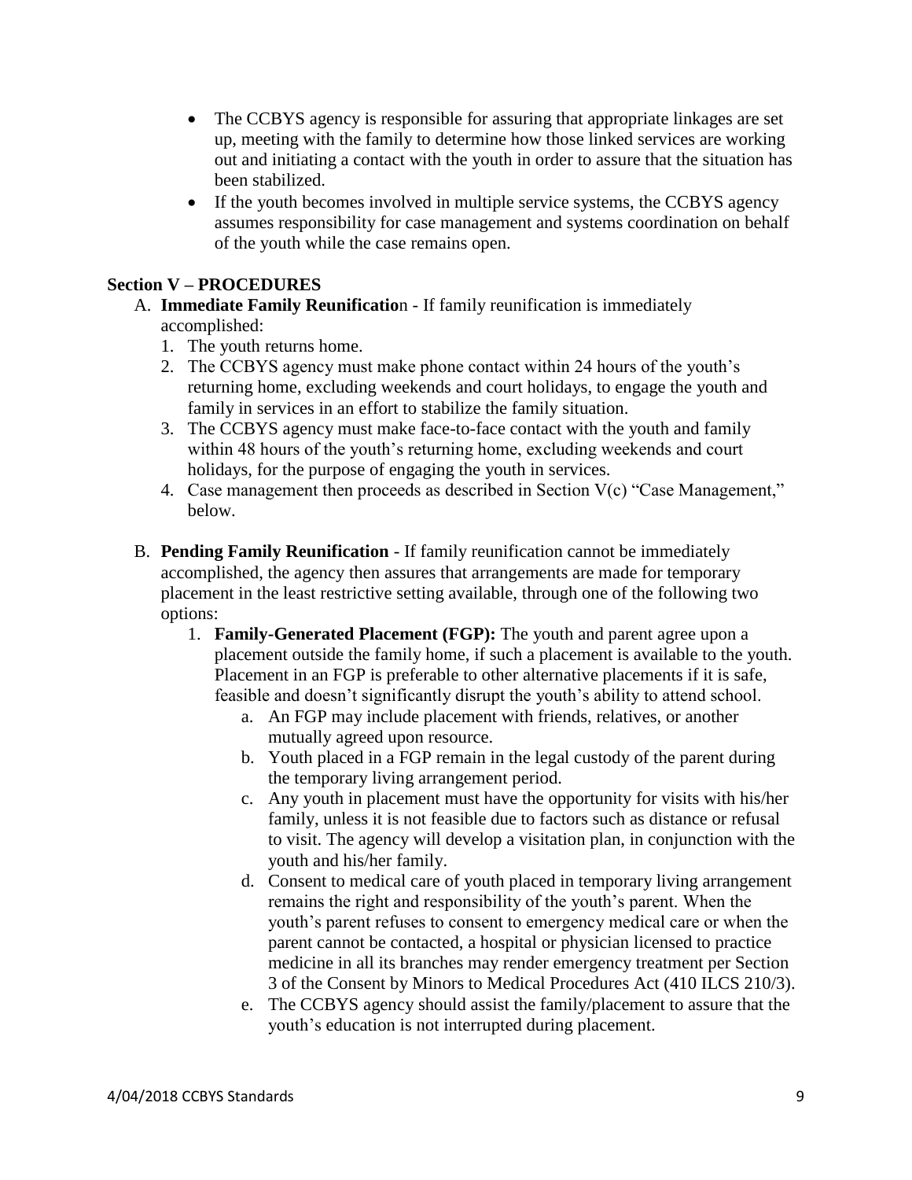- The CCBYS agency is responsible for assuring that appropriate linkages are set up, meeting with the family to determine how those linked services are working out and initiating a contact with the youth in order to assure that the situation has been stabilized.
- If the youth becomes involved in multiple service systems, the CCBYS agency assumes responsibility for case management and systems coordination on behalf of the youth while the case remains open.

## Section V – PROCEDURES

A. **Immediate Family Reunificatio**n - If family reunification is immediately accomplished:
   1. The youth returns home.
   2. The CCBYS agency must make phone contact within 24 hours of the youth's returning home, excluding weekends and court holidays, to engage the youth and family in services in an effort to stabilize the family situation.
   3. The CCBYS agency must make face-to-face contact with the youth and family within 48 hours of the youth's returning home, excluding weekends and court holidays, for the purpose of engaging the youth in services.
   4. Case management then proceeds as described in Section V(c) "Case Management," below.

B. **Pending Family Reunification** - If family reunification cannot be immediately accomplished, the agency then assures that arrangements are made for temporary placement in the least restrictive setting available, through one of the following two options:
   1. **Family-Generated Placement (FGP):** The youth and parent agree upon a placement outside the family home, if such a placement is available to the youth. Placement in an FGP is preferable to other alternative placements if it is safe, feasible and doesn't significantly disrupt the youth's ability to attend school.
      a. An FGP may include placement with friends, relatives, or another mutually agreed upon resource.
      b. Youth placed in a FGP remain in the legal custody of the parent during the temporary living arrangement period.
      c. Any youth in placement must have the opportunity for visits with his/her family, unless it is not feasible due to factors such as distance or refusal to visit. The agency will develop a visitation plan, in conjunction with the youth and his/her family.
      d. Consent to medical care of youth placed in temporary living arrangement remains the right and responsibility of the youth's parent. When the youth's parent refuses to consent to emergency medical care or when the parent cannot be contacted, a hospital or physician licensed to practice medicine in all its branches may render emergency treatment per Section 3 of the Consent by Minors to Medical Procedures Act (410 ILCS 210/3).
      e. The CCBYS agency should assist the family/placement to assure that the youth's education is not interrupted during placement.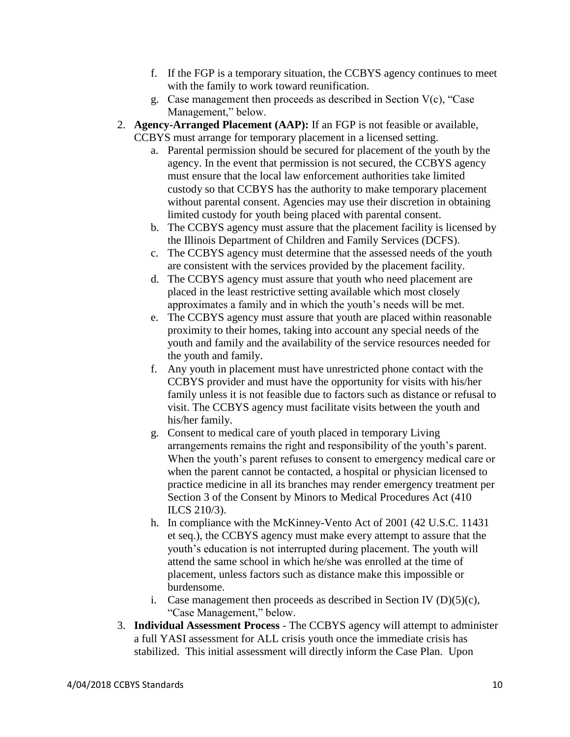f. If the FGP is a temporary situation, the CCBYS agency continues to meet with the family to work toward reunification.
   g. Case management then proceeds as described in Section V(c), "Case Management," below.

2. **Agency-Arranged Placement (AAP):** If an FGP is not feasible or available, CCBYS must arrange for temporary placement in a licensed setting.
   a. Parental permission should be secured for placement of the youth by the agency. In the event that permission is not secured, the CCBYS agency must ensure that the local law enforcement authorities take limited custody so that CCBYS has the authority to make temporary placement without parental consent. Agencies may use their discretion in obtaining limited custody for youth being placed with parental consent.
   b. The CCBYS agency must assure that the placement facility is licensed by the Illinois Department of Children and Family Services (DCFS).
   c. The CCBYS agency must determine that the assessed needs of the youth are consistent with the services provided by the placement facility.
   d. The CCBYS agency must assure that youth who need placement are placed in the least restrictive setting available which most closely approximates a family and in which the youth's needs will be met.
   e. The CCBYS agency must assure that youth are placed within reasonable proximity to their homes, taking into account any special needs of the youth and family and the availability of the service resources needed for the youth and family.
   f. Any youth in placement must have unrestricted phone contact with the CCBYS provider and must have the opportunity for visits with his/her family unless it is not feasible due to factors such as distance or refusal to visit. The CCBYS agency must facilitate visits between the youth and his/her family.
   g. Consent to medical care of youth placed in temporary Living arrangements remains the right and responsibility of the youth's parent. When the youth's parent refuses to consent to emergency medical care or when the parent cannot be contacted, a hospital or physician licensed to practice medicine in all its branches may render emergency treatment per Section 3 of the Consent by Minors to Medical Procedures Act (410 ILCS 210/3).
   h. In compliance with the McKinney-Vento Act of 2001 (42 U.S.C. 11431 et seq.), the CCBYS agency must make every attempt to assure that the youth's education is not interrupted during placement. The youth will attend the same school in which he/she was enrolled at the time of placement, unless factors such as distance make this impossible or burdensome.
   i. Case management then proceeds as described in Section IV (D)(5)(c), "Case Management," below.

3. **Individual Assessment Process** - The CCBYS agency will attempt to administer a full YASI assessment for ALL crisis youth once the immediate crisis has stabilized. This initial assessment will directly inform the Case Plan. Upon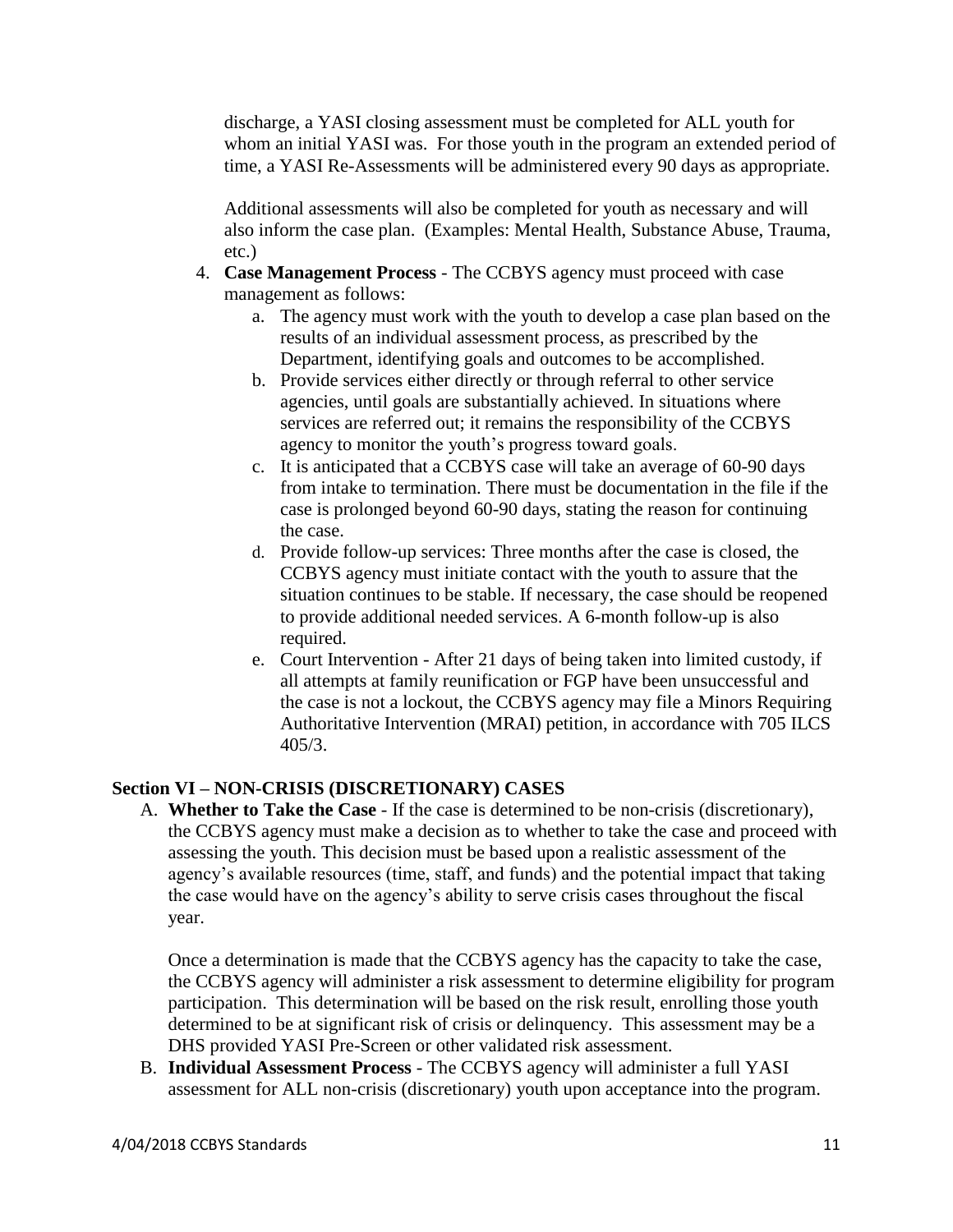discharge, a YASI closing assessment must be completed for ALL youth for whom an initial YASI was. For those youth in the program an extended period of time, a YASI Re-Assessments will be administered every 90 days as appropriate.

Additional assessments will also be completed for youth as necessary and will also inform the case plan. (Examples: Mental Health, Substance Abuse, Trauma, etc.)

4. **Case Management Process** - The CCBYS agency must proceed with case management as follows:
   a. The agency must work with the youth to develop a case plan based on the results of an individual assessment process, as prescribed by the Department, identifying goals and outcomes to be accomplished.
   b. Provide services either directly or through referral to other service agencies, until goals are substantially achieved. In situations where services are referred out; it remains the responsibility of the CCBYS agency to monitor the youth's progress toward goals.
   c. It is anticipated that a CCBYS case will take an average of 60-90 days from intake to termination. There must be documentation in the file if the case is prolonged beyond 60-90 days, stating the reason for continuing the case.
   d. Provide follow-up services: Three months after the case is closed, the CCBYS agency must initiate contact with the youth to assure that the situation continues to be stable. If necessary, the case should be reopened to provide additional needed services. A 6-month follow-up is also required.
   e. Court Intervention - After 21 days of being taken into limited custody, if all attempts at family reunification or FGP have been unsuccessful and the case is not a lockout, the CCBYS agency may file a Minors Requiring Authoritative Intervention (MRAI) petition, in accordance with 705 ILCS 405/3.

## Section VI – NON-CRISIS (DISCRETIONARY) CASES

A. **Whether to Take the Case** - If the case is determined to be non-crisis (discretionary), the CCBYS agency must make a decision as to whether to take the case and proceed with assessing the youth. This decision must be based upon a realistic assessment of the agency's available resources (time, staff, and funds) and the potential impact that taking the case would have on the agency's ability to serve crisis cases throughout the fiscal year.

   Once a determination is made that the CCBYS agency has the capacity to take the case, the CCBYS agency will administer a risk assessment to determine eligibility for program participation. This determination will be based on the risk result, enrolling those youth determined to be at significant risk of crisis or delinquency. This assessment may be a DHS provided YASI Pre-Screen or other validated risk assessment.

B. **Individual Assessment Process** - The CCBYS agency will administer a full YASI assessment for ALL non-crisis (discretionary) youth upon acceptance into the program.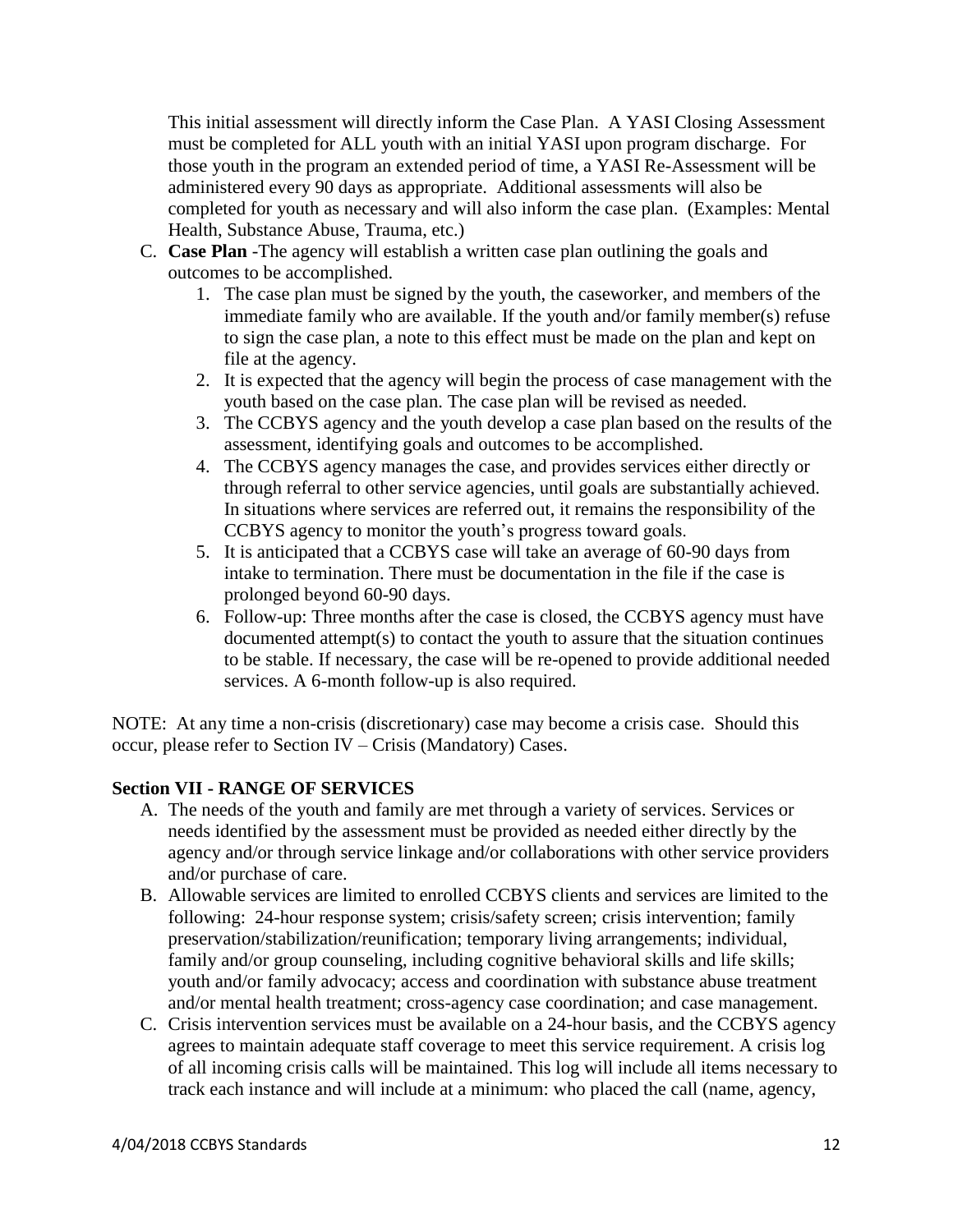This initial assessment will directly inform the Case Plan. A YASI Closing Assessment must be completed for ALL youth with an initial YASI upon program discharge. For those youth in the program an extended period of time, a YASI Re-Assessment will be administered every 90 days as appropriate. Additional assessments will also be completed for youth as necessary and will also inform the case plan. (Examples: Mental Health, Substance Abuse, Trauma, etc.)

C. **Case Plan** -The agency will establish a written case plan outlining the goals and outcomes to be accomplished.
   1. The case plan must be signed by the youth, the caseworker, and members of the immediate family who are available. If the youth and/or family member(s) refuse to sign the case plan, a note to this effect must be made on the plan and kept on file at the agency.
   2. It is expected that the agency will begin the process of case management with the youth based on the case plan. The case plan will be revised as needed.
   3. The CCBYS agency and the youth develop a case plan based on the results of the assessment, identifying goals and outcomes to be accomplished.
   4. The CCBYS agency manages the case, and provides services either directly or through referral to other service agencies, until goals are substantially achieved. In situations where services are referred out, it remains the responsibility of the CCBYS agency to monitor the youth's progress toward goals.
   5. It is anticipated that a CCBYS case will take an average of 60-90 days from intake to termination. There must be documentation in the file if the case is prolonged beyond 60-90 days.
   6. Follow-up: Three months after the case is closed, the CCBYS agency must have documented attempt(s) to contact the youth to assure that the situation continues to be stable. If necessary, the case will be re-opened to provide additional needed services. A 6-month follow-up is also required.

NOTE: At any time a non-crisis (discretionary) case may become a crisis case. Should this occur, please refer to Section IV – Crisis (Mandatory) Cases.

**Section VII - RANGE OF SERVICES**

A. The needs of the youth and family are met through a variety of services. Services or needs identified by the assessment must be provided as needed either directly by the agency and/or through service linkage and/or collaborations with other service providers and/or purchase of care.
B. Allowable services are limited to enrolled CCBYS clients and services are limited to the following: 24-hour response system; crisis/safety screen; crisis intervention; family preservation/stabilization/reunification; temporary living arrangements; individual, family and/or group counseling, including cognitive behavioral skills and life skills; youth and/or family advocacy; access and coordination with substance abuse treatment and/or mental health treatment; cross-agency case coordination; and case management.
C. Crisis intervention services must be available on a 24-hour basis, and the CCBYS agency agrees to maintain adequate staff coverage to meet this service requirement. A crisis log of all incoming crisis calls will be maintained. This log will include all items necessary to track each instance and will include at a minimum: who placed the call (name, agency,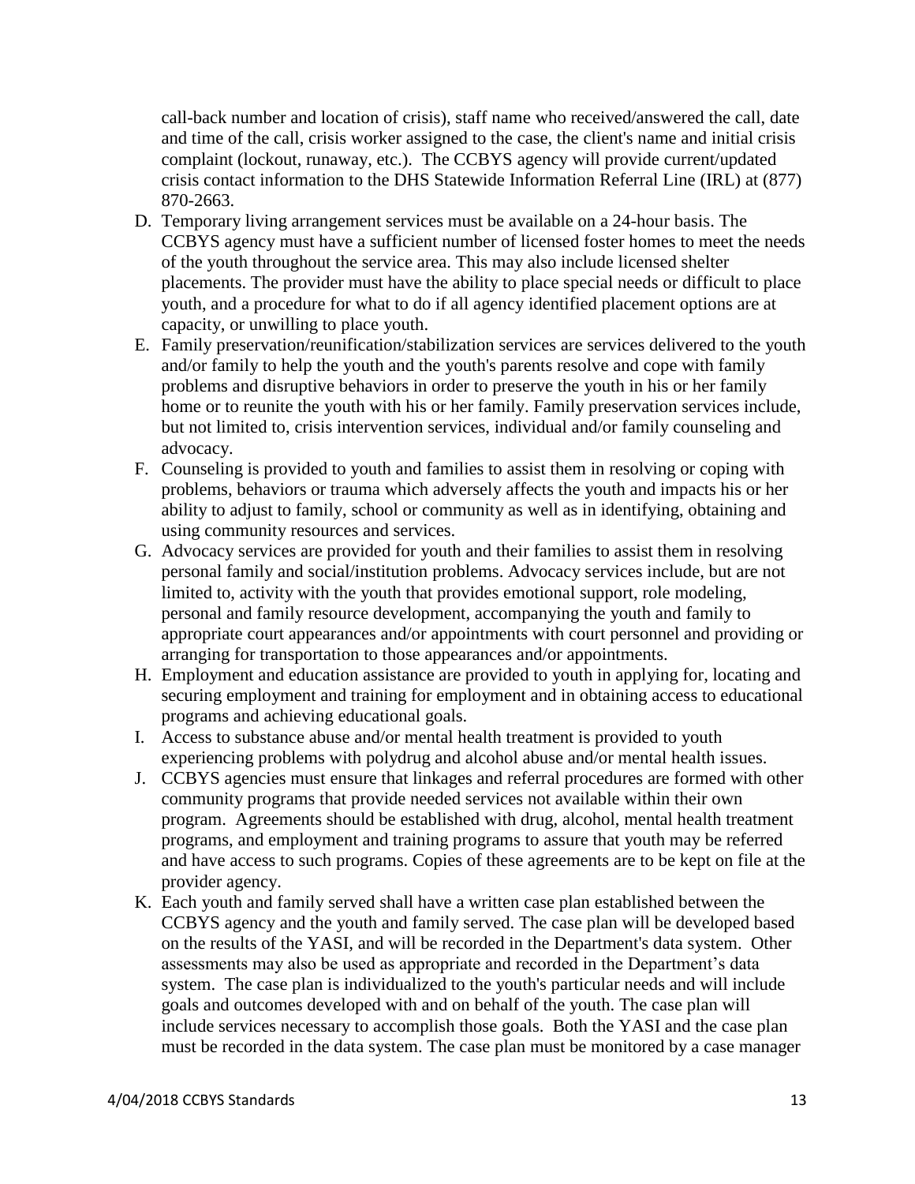call-back number and location of crisis), staff name who received/answered the call, date and time of the call, crisis worker assigned to the case, the client's name and initial crisis complaint (lockout, runaway, etc.). The CCBYS agency will provide current/updated crisis contact information to the DHS Statewide Information Referral Line (IRL) at (877) 870-2663.

D. Temporary living arrangement services must be available on a 24-hour basis. The CCBYS agency must have a sufficient number of licensed foster homes to meet the needs of the youth throughout the service area. This may also include licensed shelter placements. The provider must have the ability to place special needs or difficult to place youth, and a procedure for what to do if all agency identified placement options are at capacity, or unwilling to place youth.
E. Family preservation/reunification/stabilization services are services delivered to the youth and/or family to help the youth and the youth's parents resolve and cope with family problems and disruptive behaviors in order to preserve the youth in his or her family home or to reunite the youth with his or her family. Family preservation services include, but not limited to, crisis intervention services, individual and/or family counseling and advocacy.
F. Counseling is provided to youth and families to assist them in resolving or coping with problems, behaviors or trauma which adversely affects the youth and impacts his or her ability to adjust to family, school or community as well as in identifying, obtaining and using community resources and services.
G. Advocacy services are provided for youth and their families to assist them in resolving personal family and social/institution problems. Advocacy services include, but are not limited to, activity with the youth that provides emotional support, role modeling, personal and family resource development, accompanying the youth and family to appropriate court appearances and/or appointments with court personnel and providing or arranging for transportation to those appearances and/or appointments.
H. Employment and education assistance are provided to youth in applying for, locating and securing employment and training for employment and in obtaining access to educational programs and achieving educational goals.
I. Access to substance abuse and/or mental health treatment is provided to youth experiencing problems with polydrug and alcohol abuse and/or mental health issues.
J. CCBYS agencies must ensure that linkages and referral procedures are formed with other community programs that provide needed services not available within their own program. Agreements should be established with drug, alcohol, mental health treatment programs, and employment and training programs to assure that youth may be referred and have access to such programs. Copies of these agreements are to be kept on file at the provider agency.
K. Each youth and family served shall have a written case plan established between the CCBYS agency and the youth and family served. The case plan will be developed based on the results of the YASI, and will be recorded in the Department's data system. Other assessments may also be used as appropriate and recorded in the Department's data system. The case plan is individualized to the youth's particular needs and will include goals and outcomes developed with and on behalf of the youth. The case plan will include services necessary to accomplish those goals. Both the YASI and the case plan must be recorded in the data system. The case plan must be monitored by a case manager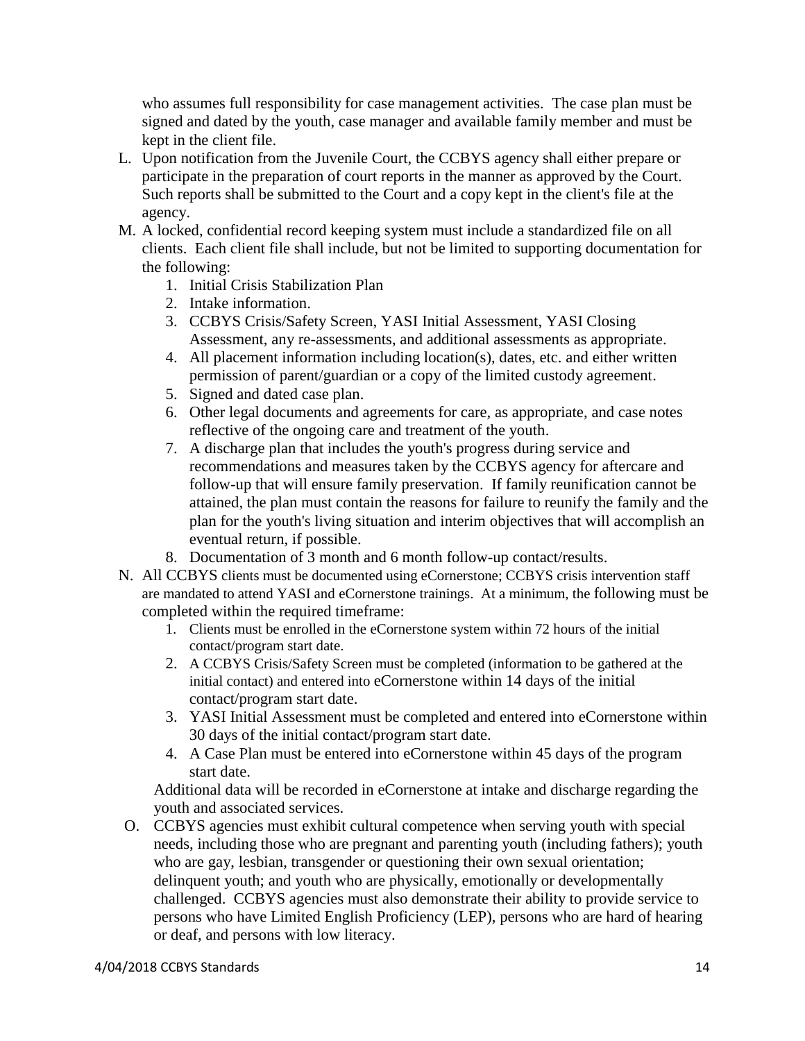who assumes full responsibility for case management activities. The case plan must be signed and dated by the youth, case manager and available family member and must be kept in the client file.

L. Upon notification from the Juvenile Court, the CCBYS agency shall either prepare or participate in the preparation of court reports in the manner as approved by the Court. Such reports shall be submitted to the Court and a copy kept in the client's file at the agency.

M. A locked, confidential record keeping system must include a standardized file on all clients. Each client file shall include, but not be limited to supporting documentation for the following:
   1. Initial Crisis Stabilization Plan
   2. Intake information.
   3. CCBYS Crisis/Safety Screen, YASI Initial Assessment, YASI Closing Assessment, any re-assessments, and additional assessments as appropriate.
   4. All placement information including location(s), dates, etc. and either written permission of parent/guardian or a copy of the limited custody agreement.
   5. Signed and dated case plan.
   6. Other legal documents and agreements for care, as appropriate, and case notes reflective of the ongoing care and treatment of the youth.
   7. A discharge plan that includes the youth's progress during service and recommendations and measures taken by the CCBYS agency for aftercare and follow-up that will ensure family preservation. If family reunification cannot be attained, the plan must contain the reasons for failure to reunify the family and the plan for the youth's living situation and interim objectives that will accomplish an eventual return, if possible.
   8. Documentation of 3 month and 6 month follow-up contact/results.

N. All CCBYS clients must be documented using eCornerstone; CCBYS crisis intervention staff are mandated to attend YASI and eCornerstone trainings. At a minimum, the following must be completed within the required timeframe:
   1. Clients must be enrolled in the eCornerstone system within 72 hours of the initial contact/program start date.
   2. A CCBYS Crisis/Safety Screen must be completed (information to be gathered at the initial contact) and entered into eCornerstone within 14 days of the initial contact/program start date.
   3. YASI Initial Assessment must be completed and entered into eCornerstone within 30 days of the initial contact/program start date.
   4. A Case Plan must be entered into eCornerstone within 45 days of the program start date.

   Additional data will be recorded in eCornerstone at intake and discharge regarding the youth and associated services.

O. CCBYS agencies must exhibit cultural competence when serving youth with special needs, including those who are pregnant and parenting youth (including fathers); youth who are gay, lesbian, transgender or questioning their own sexual orientation; delinquent youth; and youth who are physically, emotionally or developmentally challenged. CCBYS agencies must also demonstrate their ability to provide service to persons who have Limited English Proficiency (LEP), persons who are hard of hearing or deaf, and persons with low literacy.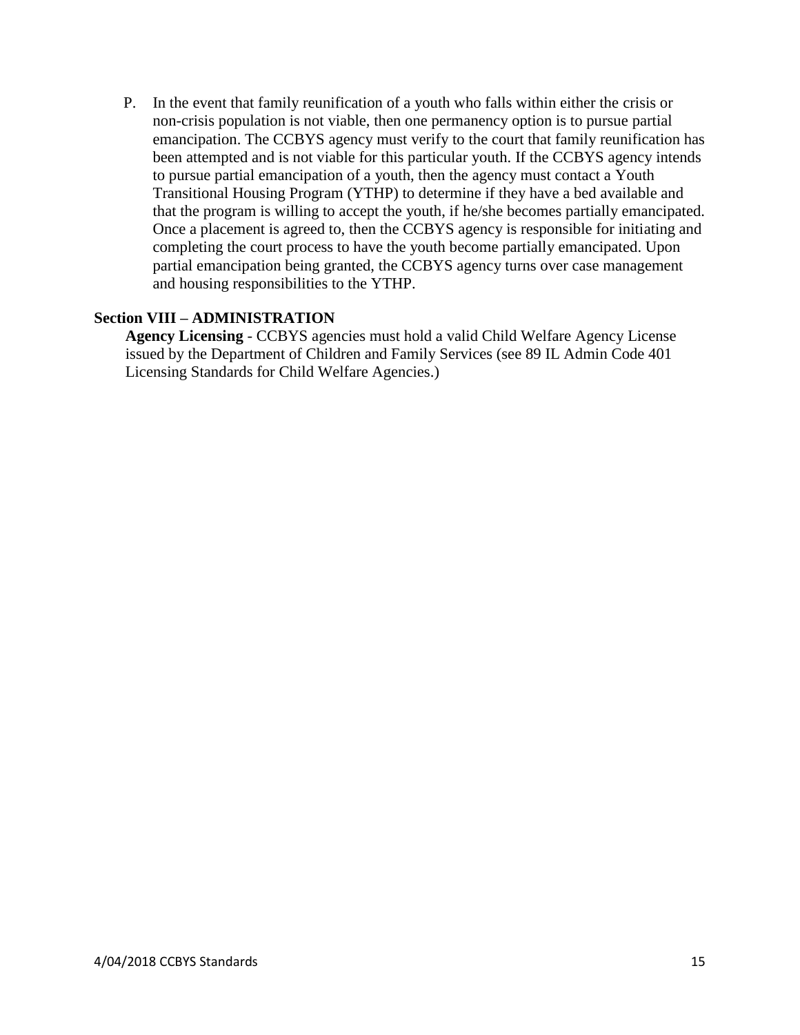P. In the event that family reunification of a youth who falls within either the crisis or non-crisis population is not viable, then one permanency option is to pursue partial emancipation. The CCBYS agency must verify to the court that family reunification has been attempted and is not viable for this particular youth. If the CCBYS agency intends to pursue partial emancipation of a youth, then the agency must contact a Youth Transitional Housing Program (YTHP) to determine if they have a bed available and that the program is willing to accept the youth, if he/she becomes partially emancipated. Once a placement is agreed to, then the CCBYS agency is responsible for initiating and completing the court process to have the youth become partially emancipated. Upon partial emancipation being granted, the CCBYS agency turns over case management and housing responsibilities to the YTHP.

## Section VIII – ADMINISTRATION

**Agency Licensing** - CCBYS agencies must hold a valid Child Welfare Agency License issued by the Department of Children and Family Services (see 89 IL Admin Code 401 Licensing Standards for Child Welfare Agencies.)